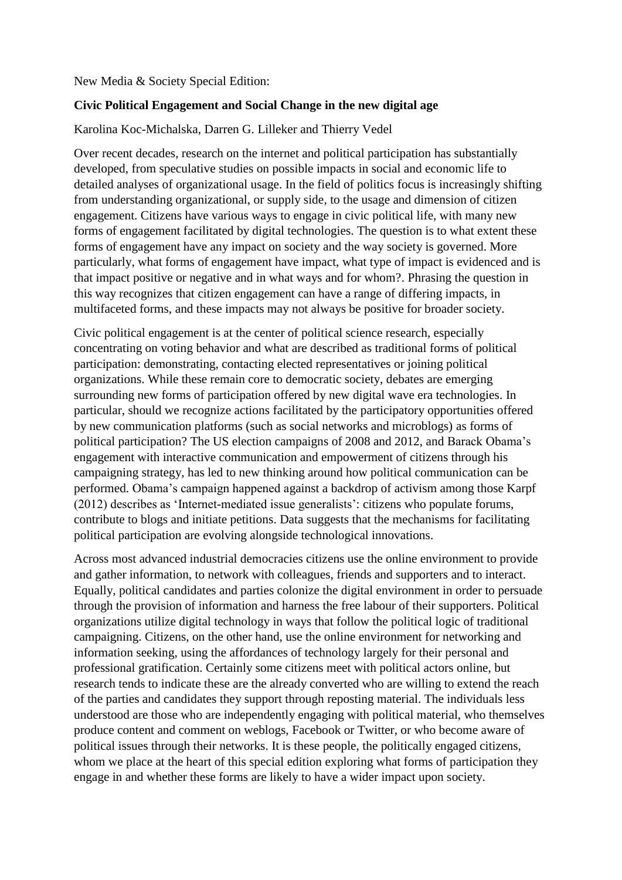New Media & Society Special Edition:

**Civic Political Engagement and Social Change in the new digital age**

Karolina Koc-Michalska, Darren G. Lilleker and Thierry Vedel

Over recent decades, research on the internet and political participation has substantially developed, from speculative studies on possible impacts in social and economic life to detailed analyses of organizational usage. In the field of politics focus is increasingly shifting from understanding organizational, or supply side, to the usage and dimension of citizen engagement. Citizens have various ways to engage in civic political life, with many new forms of engagement facilitated by digital technologies. The question is to what extent these forms of engagement have any impact on society and the way society is governed. More particularly, what forms of engagement have impact, what type of impact is evidenced and is that impact positive or negative and in what ways and for whom?. Phrasing the question in this way recognizes that citizen engagement can have a range of differing impacts, in multifaceted forms, and these impacts may not always be positive for broader society.

Civic political engagement is at the center of political science research, especially concentrating on voting behavior and what are described as traditional forms of political participation: demonstrating, contacting elected representatives or joining political organizations. While these remain core to democratic society, debates are emerging surrounding new forms of participation offered by new digital wave era technologies. In particular, should we recognize actions facilitated by the participatory opportunities offered by new communication platforms (such as social networks and microblogs) as forms of political participation? The US election campaigns of 2008 and 2012, and Barack Obama's engagement with interactive communication and empowerment of citizens through his campaigning strategy, has led to new thinking around how political communication can be performed. Obama's campaign happened against a backdrop of activism among those Karpf (2012) describes as 'Internet-mediated issue generalists': citizens who populate forums, contribute to blogs and initiate petitions. Data suggests that the mechanisms for facilitating political participation are evolving alongside technological innovations.

Across most advanced industrial democracies citizens use the online environment to provide and gather information, to network with colleagues, friends and supporters and to interact. Equally, political candidates and parties colonize the digital environment in order to persuade through the provision of information and harness the free labour of their supporters. Political organizations utilize digital technology in ways that follow the political logic of traditional campaigning. Citizens, on the other hand, use the online environment for networking and information seeking, using the affordances of technology largely for their personal and professional gratification. Certainly some citizens meet with political actors online, but research tends to indicate these are the already converted who are willing to extend the reach of the parties and candidates they support through reposting material. The individuals less understood are those who are independently engaging with political material, who themselves produce content and comment on weblogs, Facebook or Twitter, or who become aware of political issues through their networks. It is these people, the politically engaged citizens, whom we place at the heart of this special edition exploring what forms of participation they engage in and whether these forms are likely to have a wider impact upon society.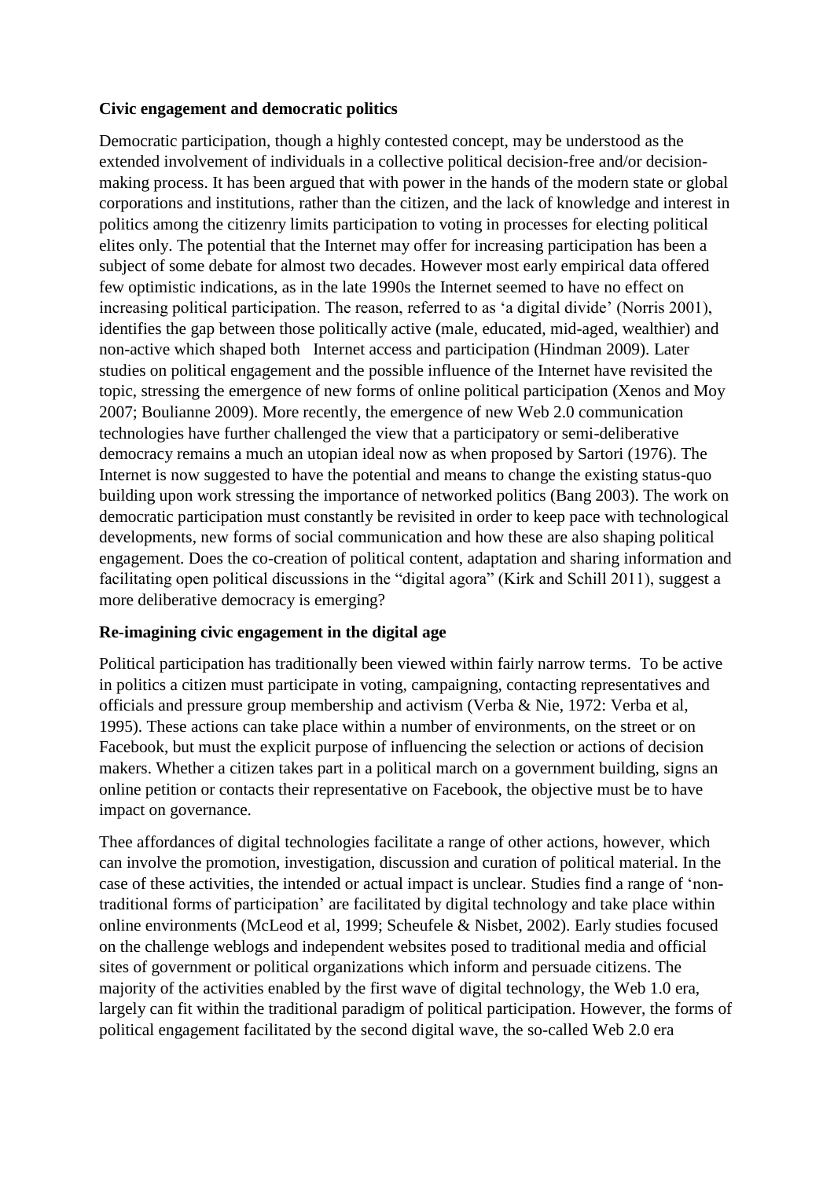**Civic engagement and democratic politics**

Democratic participation, though a highly contested concept, may be understood as the extended involvement of individuals in a collective political decision-free and/or decision-making process. It has been argued that with power in the hands of the modern state or global corporations and institutions, rather than the citizen, and the lack of knowledge and interest in politics among the citizenry limits participation to voting in processes for electing political elites only. The potential that the Internet may offer for increasing participation has been a subject of some debate for almost two decades. However most early empirical data offered few optimistic indications, as in the late 1990s the Internet seemed to have no effect on increasing political participation. The reason, referred to as 'a digital divide' (Norris 2001), identifies the gap between those politically active (male, educated, mid-aged, wealthier) and non-active which shaped both Internet access and participation (Hindman 2009). Later studies on political engagement and the possible influence of the Internet have revisited the topic, stressing the emergence of new forms of online political participation (Xenos and Moy 2007; Boulianne 2009). More recently, the emergence of new Web 2.0 communication technologies have further challenged the view that a participatory or semi-deliberative democracy remains a much an utopian ideal now as when proposed by Sartori (1976). The Internet is now suggested to have the potential and means to change the existing status-quo building upon work stressing the importance of networked politics (Bang 2003). The work on democratic participation must constantly be revisited in order to keep pace with technological developments, new forms of social communication and how these are also shaping political engagement. Does the co-creation of political content, adaptation and sharing information and facilitating open political discussions in the "digital agora" (Kirk and Schill 2011), suggest a more deliberative democracy is emerging?

**Re-imagining civic engagement in the digital age**

Political participation has traditionally been viewed within fairly narrow terms. To be active in politics a citizen must participate in voting, campaigning, contacting representatives and officials and pressure group membership and activism (Verba & Nie, 1972: Verba et al, 1995). These actions can take place within a number of environments, on the street or on Facebook, but must the explicit purpose of influencing the selection or actions of decision makers. Whether a citizen takes part in a political march on a government building, signs an online petition or contacts their representative on Facebook, the objective must be to have impact on governance.

Thee affordances of digital technologies facilitate a range of other actions, however, which can involve the promotion, investigation, discussion and curation of political material. In the case of these activities, the intended or actual impact is unclear. Studies find a range of 'non-traditional forms of participation' are facilitated by digital technology and take place within online environments (McLeod et al, 1999; Scheufele & Nisbet, 2002). Early studies focused on the challenge weblogs and independent websites posed to traditional media and official sites of government or political organizations which inform and persuade citizens. The majority of the activities enabled by the first wave of digital technology, the Web 1.0 era, largely can fit within the traditional paradigm of political participation. However, the forms of political engagement facilitated by the second digital wave, the so-called Web 2.0 era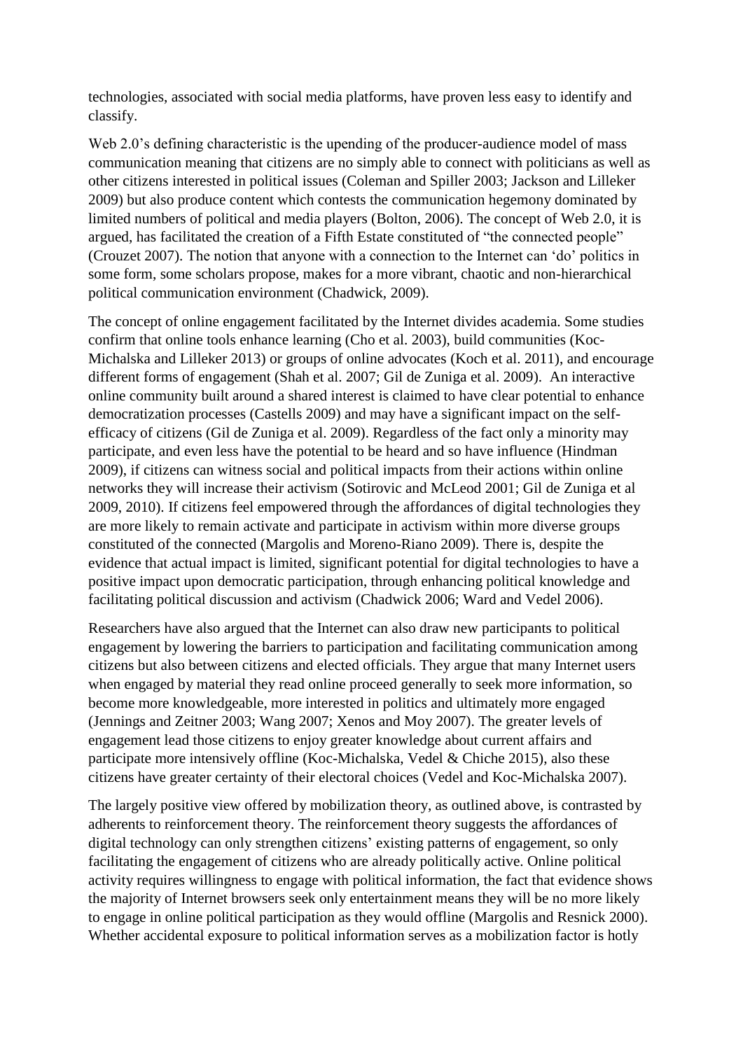technologies, associated with social media platforms, have proven less easy to identify and classify.

Web 2.0's defining characteristic is the upending of the producer-audience model of mass communication meaning that citizens are no simply able to connect with politicians as well as other citizens interested in political issues (Coleman and Spiller 2003; Jackson and Lilleker 2009) but also produce content which contests the communication hegemony dominated by limited numbers of political and media players (Bolton, 2006). The concept of Web 2.0, it is argued, has facilitated the creation of a Fifth Estate constituted of "the connected people" (Crouzet 2007). The notion that anyone with a connection to the Internet can 'do' politics in some form, some scholars propose, makes for a more vibrant, chaotic and non-hierarchical political communication environment (Chadwick, 2009).

The concept of online engagement facilitated by the Internet divides academia. Some studies confirm that online tools enhance learning (Cho et al. 2003), build communities (Koc-Michalska and Lilleker 2013) or groups of online advocates (Koch et al. 2011), and encourage different forms of engagement (Shah et al. 2007; Gil de Zuniga et al. 2009). An interactive online community built around a shared interest is claimed to have clear potential to enhance democratization processes (Castells 2009) and may have a significant impact on the self-efficacy of citizens (Gil de Zuniga et al. 2009). Regardless of the fact only a minority may participate, and even less have the potential to be heard and so have influence (Hindman 2009), if citizens can witness social and political impacts from their actions within online networks they will increase their activism (Sotirovic and McLeod 2001; Gil de Zuniga et al 2009, 2010). If citizens feel empowered through the affordances of digital technologies they are more likely to remain activate and participate in activism within more diverse groups constituted of the connected (Margolis and Moreno-Riano 2009). There is, despite the evidence that actual impact is limited, significant potential for digital technologies to have a positive impact upon democratic participation, through enhancing political knowledge and facilitating political discussion and activism (Chadwick 2006; Ward and Vedel 2006).

Researchers have also argued that the Internet can also draw new participants to political engagement by lowering the barriers to participation and facilitating communication among citizens but also between citizens and elected officials. They argue that many Internet users when engaged by material they read online proceed generally to seek more information, so become more knowledgeable, more interested in politics and ultimately more engaged (Jennings and Zeitner 2003; Wang 2007; Xenos and Moy 2007). The greater levels of engagement lead those citizens to enjoy greater knowledge about current affairs and participate more intensively offline (Koc-Michalska, Vedel & Chiche 2015), also these citizens have greater certainty of their electoral choices (Vedel and Koc-Michalska 2007).

The largely positive view offered by mobilization theory, as outlined above, is contrasted by adherents to reinforcement theory. The reinforcement theory suggests the affordances of digital technology can only strengthen citizens' existing patterns of engagement, so only facilitating the engagement of citizens who are already politically active. Online political activity requires willingness to engage with political information, the fact that evidence shows the majority of Internet browsers seek only entertainment means they will be no more likely to engage in online political participation as they would offline (Margolis and Resnick 2000). Whether accidental exposure to political information serves as a mobilization factor is hotly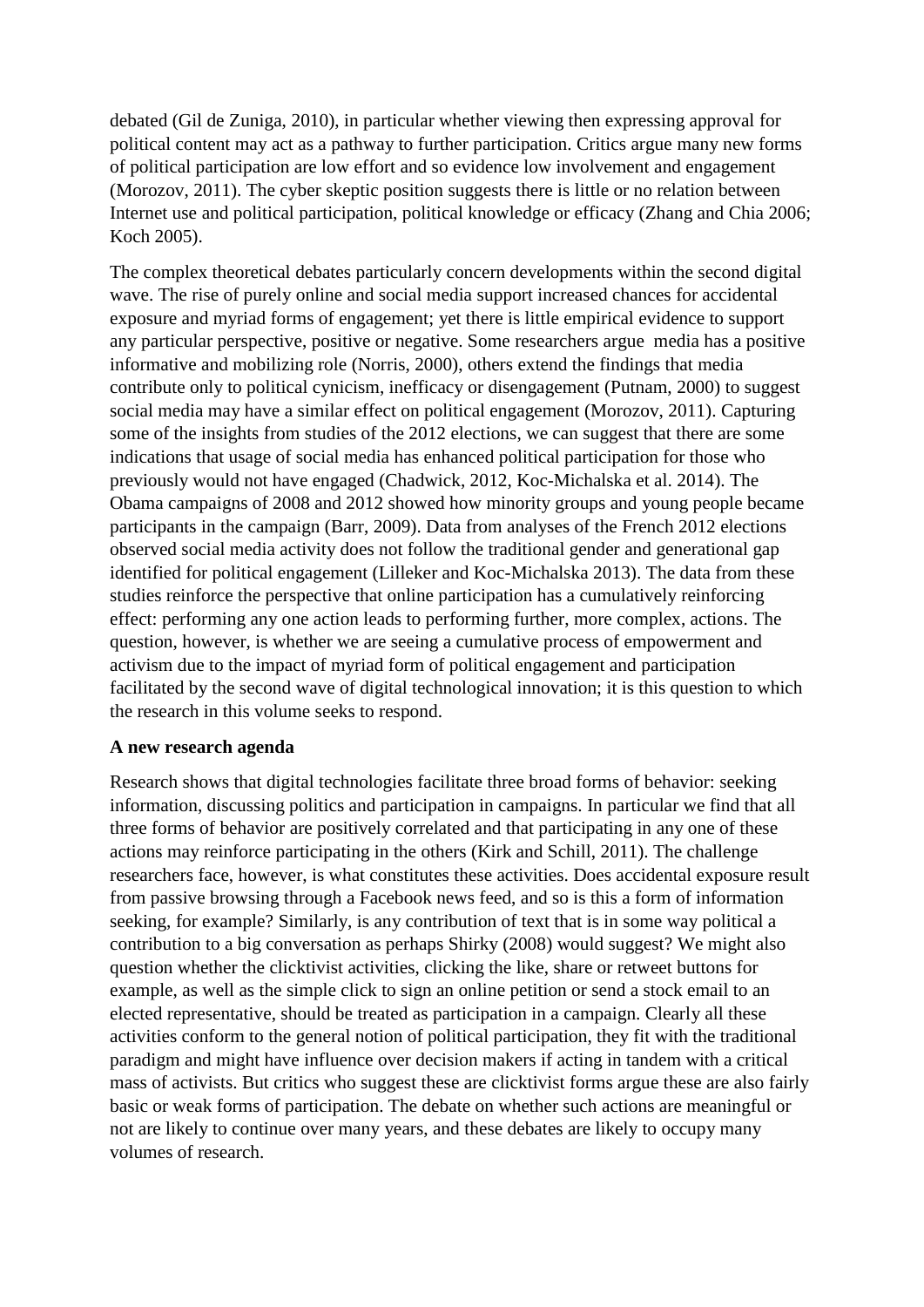debated (Gil de Zuniga, 2010), in particular whether viewing then expressing approval for political content may act as a pathway to further participation. Critics argue many new forms of political participation are low effort and so evidence low involvement and engagement (Morozov, 2011). The cyber skeptic position suggests there is little or no relation between Internet use and political participation, political knowledge or efficacy (Zhang and Chia 2006; Koch 2005).

The complex theoretical debates particularly concern developments within the second digital wave. The rise of purely online and social media support increased chances for accidental exposure and myriad forms of engagement; yet there is little empirical evidence to support any particular perspective, positive or negative. Some researchers argue media has a positive informative and mobilizing role (Norris, 2000), others extend the findings that media contribute only to political cynicism, inefficacy or disengagement (Putnam, 2000) to suggest social media may have a similar effect on political engagement (Morozov, 2011). Capturing some of the insights from studies of the 2012 elections, we can suggest that there are some indications that usage of social media has enhanced political participation for those who previously would not have engaged (Chadwick, 2012, Koc-Michalska et al. 2014). The Obama campaigns of 2008 and 2012 showed how minority groups and young people became participants in the campaign (Barr, 2009). Data from analyses of the French 2012 elections observed social media activity does not follow the traditional gender and generational gap identified for political engagement (Lilleker and Koc-Michalska 2013). The data from these studies reinforce the perspective that online participation has a cumulatively reinforcing effect: performing any one action leads to performing further, more complex, actions. The question, however, is whether we are seeing a cumulative process of empowerment and activism due to the impact of myriad form of political engagement and participation facilitated by the second wave of digital technological innovation; it is this question to which the research in this volume seeks to respond.

**A new research agenda**

Research shows that digital technologies facilitate three broad forms of behavior: seeking information, discussing politics and participation in campaigns. In particular we find that all three forms of behavior are positively correlated and that participating in any one of these actions may reinforce participating in the others (Kirk and Schill, 2011). The challenge researchers face, however, is what constitutes these activities. Does accidental exposure result from passive browsing through a Facebook news feed, and so is this a form of information seeking, for example? Similarly, is any contribution of text that is in some way political a contribution to a big conversation as perhaps Shirky (2008) would suggest? We might also question whether the clicktivist activities, clicking the like, share or retweet buttons for example, as well as the simple click to sign an online petition or send a stock email to an elected representative, should be treated as participation in a campaign. Clearly all these activities conform to the general notion of political participation, they fit with the traditional paradigm and might have influence over decision makers if acting in tandem with a critical mass of activists. But critics who suggest these are clicktivist forms argue these are also fairly basic or weak forms of participation. The debate on whether such actions are meaningful or not are likely to continue over many years, and these debates are likely to occupy many volumes of research.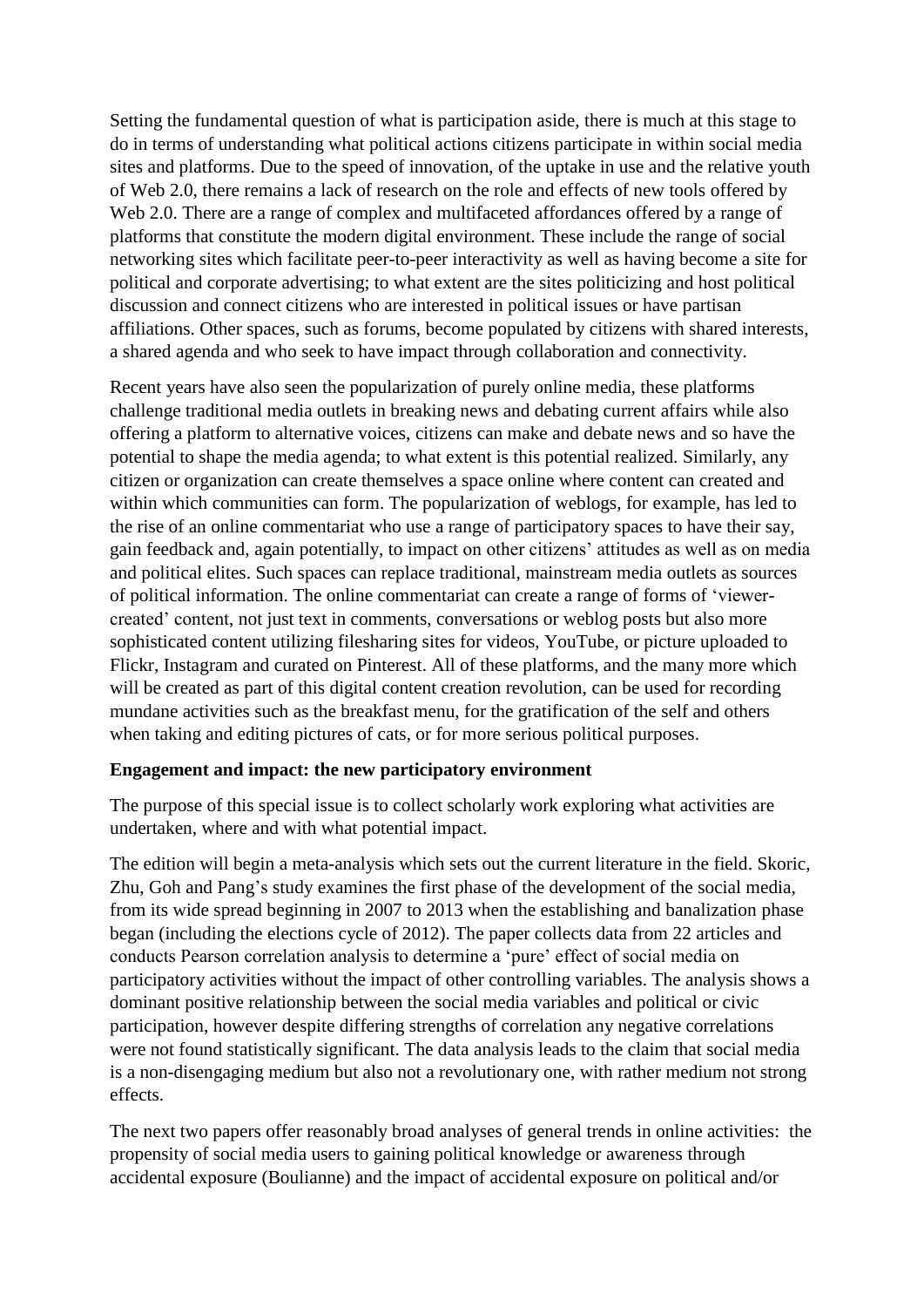Setting the fundamental question of what is participation aside, there is much at this stage to do in terms of understanding what political actions citizens participate in within social media sites and platforms. Due to the speed of innovation, of the uptake in use and the relative youth of Web 2.0, there remains a lack of research on the role and effects of new tools offered by Web 2.0. There are a range of complex and multifaceted affordances offered by a range of platforms that constitute the modern digital environment. These include the range of social networking sites which facilitate peer-to-peer interactivity as well as having become a site for political and corporate advertising; to what extent are the sites politicizing and host political discussion and connect citizens who are interested in political issues or have partisan affiliations. Other spaces, such as forums, become populated by citizens with shared interests, a shared agenda and who seek to have impact through collaboration and connectivity.

Recent years have also seen the popularization of purely online media, these platforms challenge traditional media outlets in breaking news and debating current affairs while also offering a platform to alternative voices, citizens can make and debate news and so have the potential to shape the media agenda; to what extent is this potential realized. Similarly, any citizen or organization can create themselves a space online where content can created and within which communities can form. The popularization of weblogs, for example, has led to the rise of an online commentariat who use a range of participatory spaces to have their say, gain feedback and, again potentially, to impact on other citizens' attitudes as well as on media and political elites. Such spaces can replace traditional, mainstream media outlets as sources of political information. The online commentariat can create a range of forms of 'viewer-created' content, not just text in comments, conversations or weblog posts but also more sophisticated content utilizing filesharing sites for videos, YouTube, or picture uploaded to Flickr, Instagram and curated on Pinterest. All of these platforms, and the many more which will be created as part of this digital content creation revolution, can be used for recording mundane activities such as the breakfast menu, for the gratification of the self and others when taking and editing pictures of cats, or for more serious political purposes.

**Engagement and impact: the new participatory environment**

The purpose of this special issue is to collect scholarly work exploring what activities are undertaken, where and with what potential impact.

The edition will begin a meta-analysis which sets out the current literature in the field. Skoric, Zhu, Goh and Pang's study examines the first phase of the development of the social media, from its wide spread beginning in 2007 to 2013 when the establishing and banalization phase began (including the elections cycle of 2012). The paper collects data from 22 articles and conducts Pearson correlation analysis to determine a 'pure' effect of social media on participatory activities without the impact of other controlling variables. The analysis shows a dominant positive relationship between the social media variables and political or civic participation, however despite differing strengths of correlation any negative correlations were not found statistically significant. The data analysis leads to the claim that social media is a non-disengaging medium but also not a revolutionary one, with rather medium not strong effects.

The next two papers offer reasonably broad analyses of general trends in online activities: the propensity of social media users to gaining political knowledge or awareness through accidental exposure (Boulianne) and the impact of accidental exposure on political and/or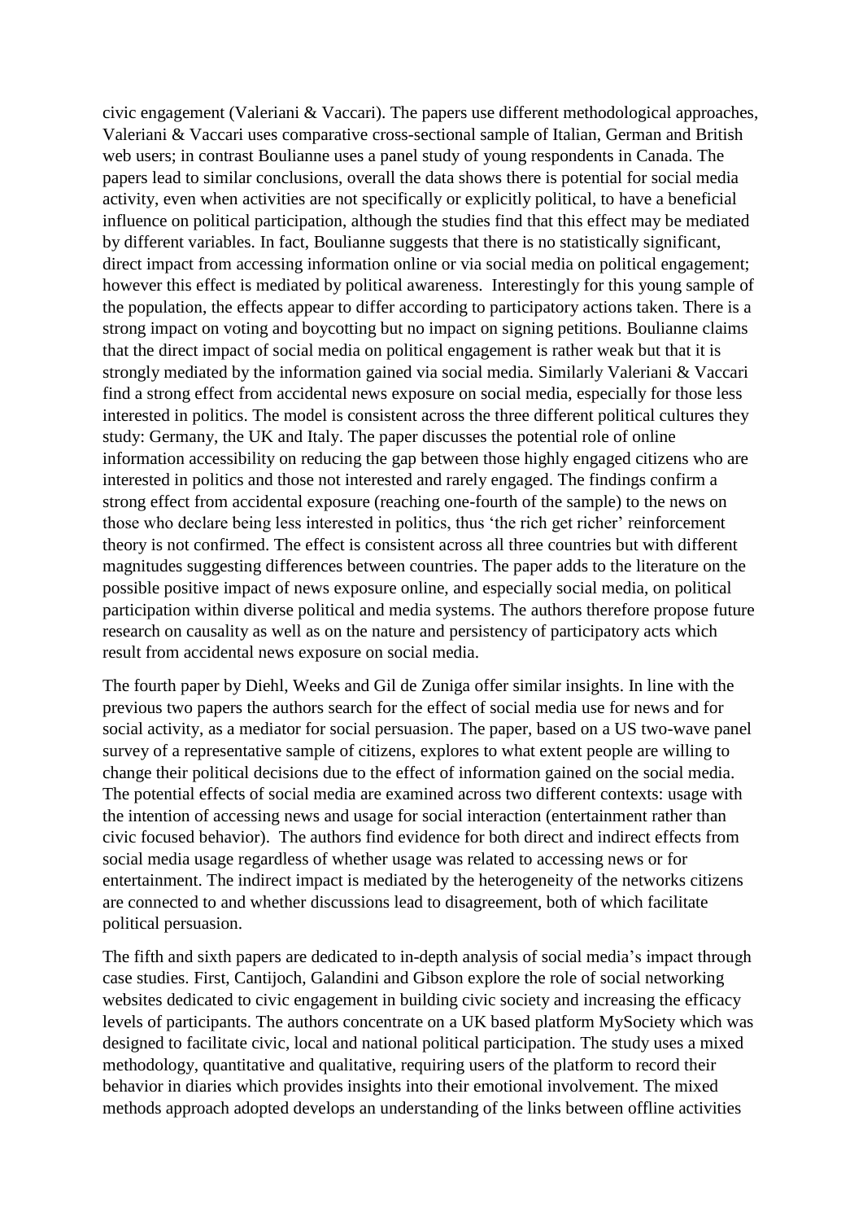civic engagement (Valeriani & Vaccari). The papers use different methodological approaches, Valeriani & Vaccari uses comparative cross-sectional sample of Italian, German and British web users; in contrast Boulianne uses a panel study of young respondents in Canada. The papers lead to similar conclusions, overall the data shows there is potential for social media activity, even when activities are not specifically or explicitly political, to have a beneficial influence on political participation, although the studies find that this effect may be mediated by different variables. In fact, Boulianne suggests that there is no statistically significant, direct impact from accessing information online or via social media on political engagement; however this effect is mediated by political awareness. Interestingly for this young sample of the population, the effects appear to differ according to participatory actions taken. There is a strong impact on voting and boycotting but no impact on signing petitions. Boulianne claims that the direct impact of social media on political engagement is rather weak but that it is strongly mediated by the information gained via social media. Similarly Valeriani & Vaccari find a strong effect from accidental news exposure on social media, especially for those less interested in politics. The model is consistent across the three different political cultures they study: Germany, the UK and Italy. The paper discusses the potential role of online information accessibility on reducing the gap between those highly engaged citizens who are interested in politics and those not interested and rarely engaged. The findings confirm a strong effect from accidental exposure (reaching one-fourth of the sample) to the news on those who declare being less interested in politics, thus 'the rich get richer' reinforcement theory is not confirmed. The effect is consistent across all three countries but with different magnitudes suggesting differences between countries. The paper adds to the literature on the possible positive impact of news exposure online, and especially social media, on political participation within diverse political and media systems. The authors therefore propose future research on causality as well as on the nature and persistency of participatory acts which result from accidental news exposure on social media.

The fourth paper by Diehl, Weeks and Gil de Zuniga offer similar insights. In line with the previous two papers the authors search for the effect of social media use for news and for social activity, as a mediator for social persuasion. The paper, based on a US two-wave panel survey of a representative sample of citizens, explores to what extent people are willing to change their political decisions due to the effect of information gained on the social media. The potential effects of social media are examined across two different contexts: usage with the intention of accessing news and usage for social interaction (entertainment rather than civic focused behavior). The authors find evidence for both direct and indirect effects from social media usage regardless of whether usage was related to accessing news or for entertainment. The indirect impact is mediated by the heterogeneity of the networks citizens are connected to and whether discussions lead to disagreement, both of which facilitate political persuasion.

The fifth and sixth papers are dedicated to in-depth analysis of social media's impact through case studies. First, Cantijoch, Galandini and Gibson explore the role of social networking websites dedicated to civic engagement in building civic society and increasing the efficacy levels of participants. The authors concentrate on a UK based platform MySociety which was designed to facilitate civic, local and national political participation. The study uses a mixed methodology, quantitative and qualitative, requiring users of the platform to record their behavior in diaries which provides insights into their emotional involvement. The mixed methods approach adopted develops an understanding of the links between offline activities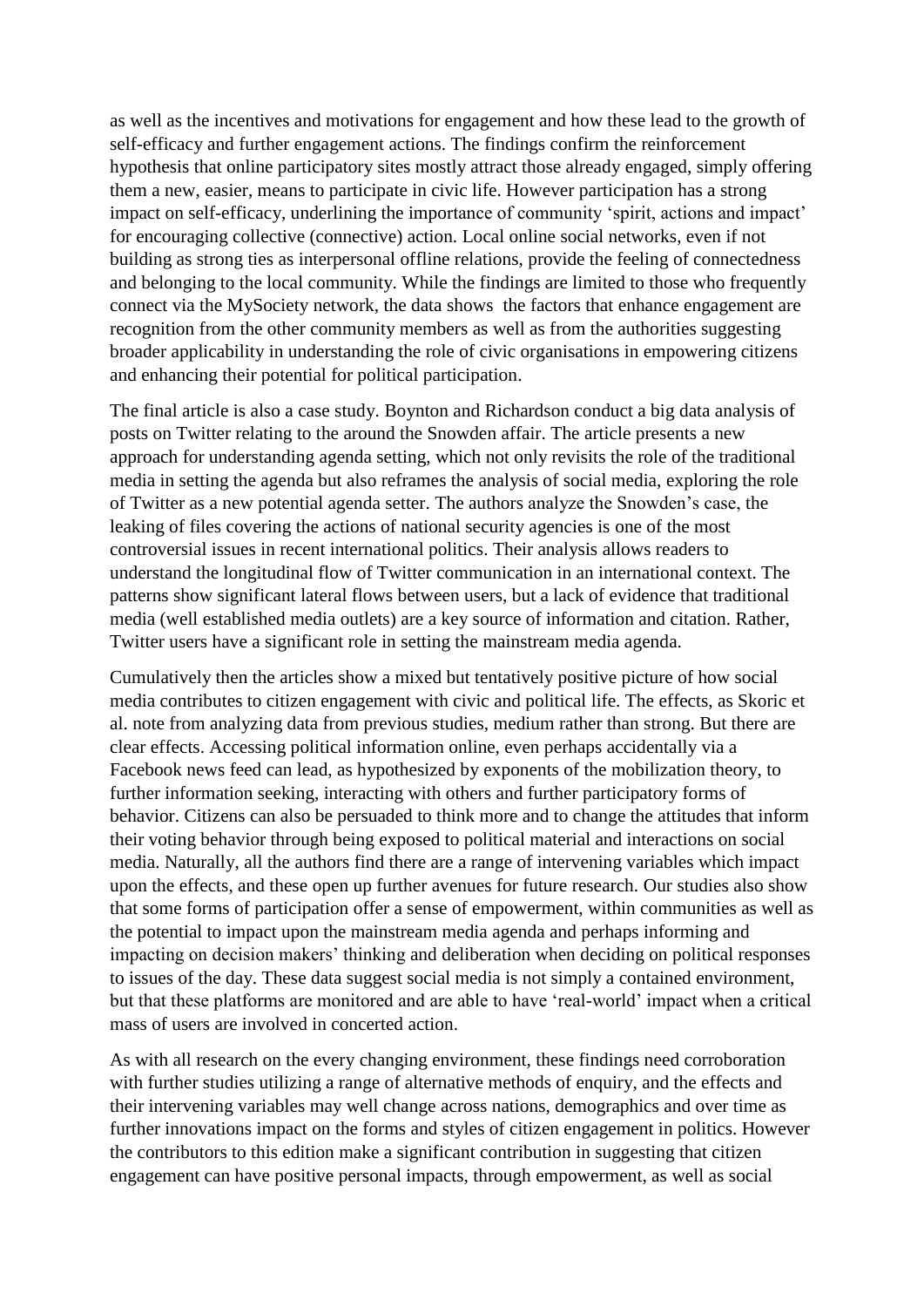as well as the incentives and motivations for engagement and how these lead to the growth of self-efficacy and further engagement actions. The findings confirm the reinforcement hypothesis that online participatory sites mostly attract those already engaged, simply offering them a new, easier, means to participate in civic life. However participation has a strong impact on self-efficacy, underlining the importance of community 'spirit, actions and impact' for encouraging collective (connective) action. Local online social networks, even if not building as strong ties as interpersonal offline relations, provide the feeling of connectedness and belonging to the local community. While the findings are limited to those who frequently connect via the MySociety network, the data shows the factors that enhance engagement are recognition from the other community members as well as from the authorities suggesting broader applicability in understanding the role of civic organisations in empowering citizens and enhancing their potential for political participation.

The final article is also a case study. Boynton and Richardson conduct a big data analysis of posts on Twitter relating to the around the Snowden affair. The article presents a new approach for understanding agenda setting, which not only revisits the role of the traditional media in setting the agenda but also reframes the analysis of social media, exploring the role of Twitter as a new potential agenda setter. The authors analyze the Snowden's case, the leaking of files covering the actions of national security agencies is one of the most controversial issues in recent international politics. Their analysis allows readers to understand the longitudinal flow of Twitter communication in an international context. The patterns show significant lateral flows between users, but a lack of evidence that traditional media (well established media outlets) are a key source of information and citation. Rather, Twitter users have a significant role in setting the mainstream media agenda.

Cumulatively then the articles show a mixed but tentatively positive picture of how social media contributes to citizen engagement with civic and political life. The effects, as Skoric et al. note from analyzing data from previous studies, medium rather than strong. But there are clear effects. Accessing political information online, even perhaps accidentally via a Facebook news feed can lead, as hypothesized by exponents of the mobilization theory, to further information seeking, interacting with others and further participatory forms of behavior. Citizens can also be persuaded to think more and to change the attitudes that inform their voting behavior through being exposed to political material and interactions on social media. Naturally, all the authors find there are a range of intervening variables which impact upon the effects, and these open up further avenues for future research. Our studies also show that some forms of participation offer a sense of empowerment, within communities as well as the potential to impact upon the mainstream media agenda and perhaps informing and impacting on decision makers' thinking and deliberation when deciding on political responses to issues of the day. These data suggest social media is not simply a contained environment, but that these platforms are monitored and are able to have 'real-world' impact when a critical mass of users are involved in concerted action.

As with all research on the every changing environment, these findings need corroboration with further studies utilizing a range of alternative methods of enquiry, and the effects and their intervening variables may well change across nations, demographics and over time as further innovations impact on the forms and styles of citizen engagement in politics. However the contributors to this edition make a significant contribution in suggesting that citizen engagement can have positive personal impacts, through empowerment, as well as social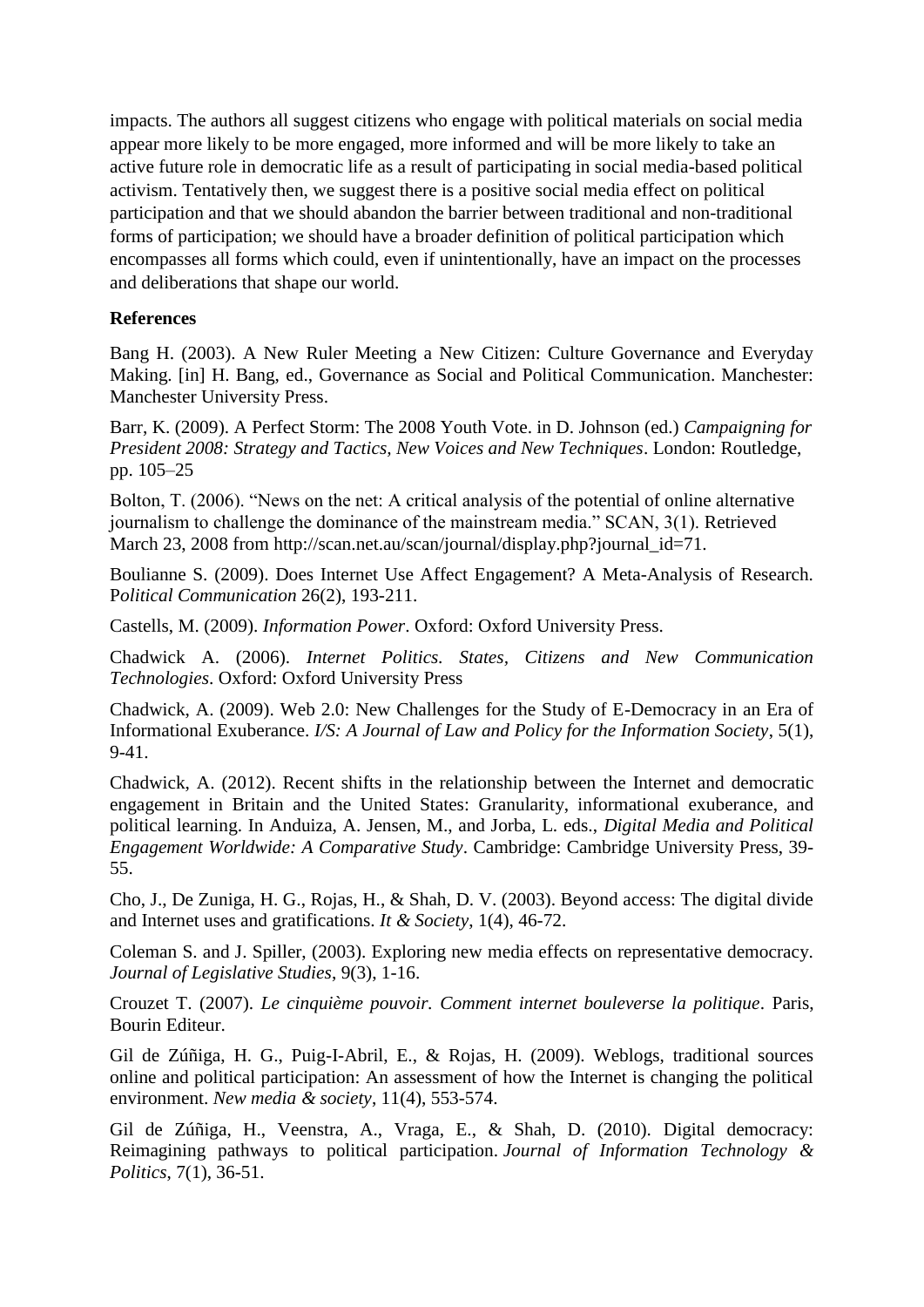impacts. The authors all suggest citizens who engage with political materials on social media appear more likely to be more engaged, more informed and will be more likely to take an active future role in democratic life as a result of participating in social media-based political activism. Tentatively then, we suggest there is a positive social media effect on political participation and that we should abandon the barrier between traditional and non-traditional forms of participation; we should have a broader definition of political participation which encompasses all forms which could, even if unintentionally, have an impact on the processes and deliberations that shape our world.

**References**

Bang H. (2003). A New Ruler Meeting a New Citizen: Culture Governance and Everyday Making. [in] H. Bang, ed., Governance as Social and Political Communication. Manchester: Manchester University Press.

Barr, K. (2009). A Perfect Storm: The 2008 Youth Vote. in D. Johnson (ed.) *Campaigning for President 2008: Strategy and Tactics, New Voices and New Techniques*. London: Routledge, pp. 105–25

Bolton, T. (2006). "News on the net: A critical analysis of the potential of online alternative journalism to challenge the dominance of the mainstream media." SCAN, 3(1). Retrieved March 23, 2008 from http://scan.net.au/scan/journal/display.php?journal_id=71.

Boulianne S. (2009). Does Internet Use Affect Engagement? A Meta-Analysis of Research. P*olitical Communication* 26(2), 193-211.

Castells, M. (2009). *Information Power*. Oxford: Oxford University Press.

Chadwick A. (2006). *Internet Politics. States, Citizens and New Communication Technologies*. Oxford: Oxford University Press

Chadwick, A. (2009). Web 2.0: New Challenges for the Study of E-Democracy in an Era of Informational Exuberance. *I/S: A Journal of Law and Policy for the Information Society*, 5(1), 9-41.

Chadwick, A. (2012). Recent shifts in the relationship between the Internet and democratic engagement in Britain and the United States: Granularity, informational exuberance, and political learning. In Anduiza, A. Jensen, M., and Jorba, L. eds., *Digital Media and Political Engagement Worldwide: A Comparative Study*. Cambridge: Cambridge University Press, 39-55.

Cho, J., De Zuniga, H. G., Rojas, H., & Shah, D. V. (2003). Beyond access: The digital divide and Internet uses and gratifications. *It & Society*, 1(4), 46-72.

Coleman S. and J. Spiller, (2003). Exploring new media effects on representative democracy. *Journal of Legislative Studies*, 9(3), 1-16.

Crouzet T. (2007). *Le cinquième pouvoir. Comment internet bouleverse la politique*. Paris, Bourin Editeur.

Gil de Zúñiga, H. G., Puig-I-Abril, E., & Rojas, H. (2009). Weblogs, traditional sources online and political participation: An assessment of how the Internet is changing the political environment. *New media & society*, 11(4), 553-574.

Gil de Zúñiga, H., Veenstra, A., Vraga, E., & Shah, D. (2010). Digital democracy: Reimagining pathways to political participation. *Journal of Information Technology & Politics*, 7(1), 36-51.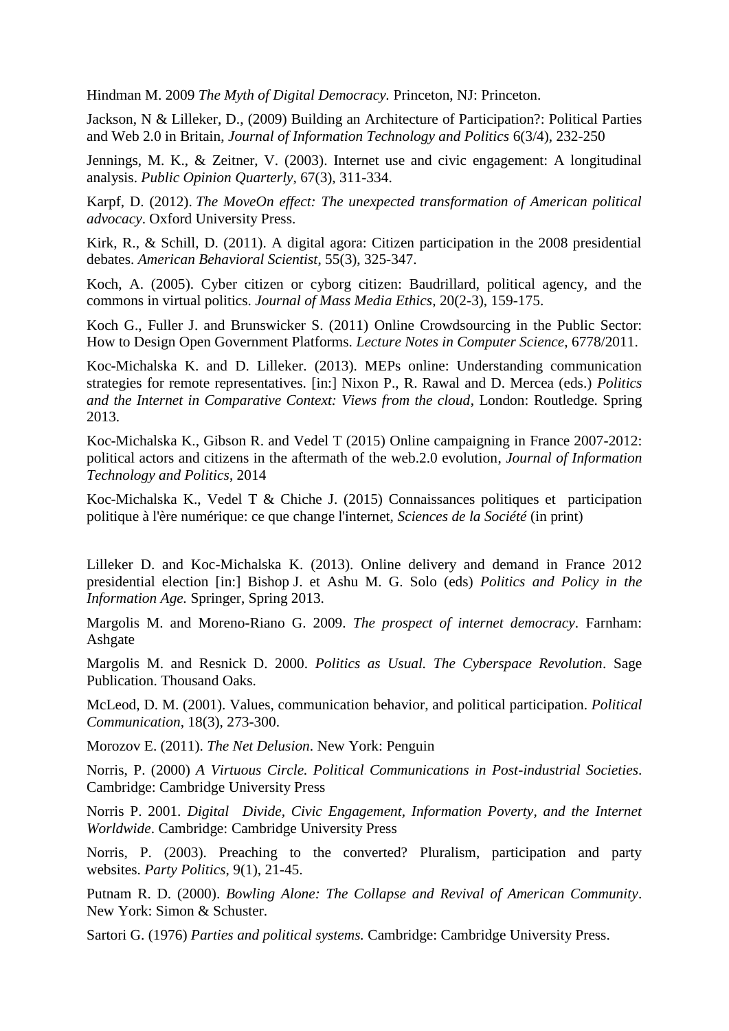Hindman M. 2009 *The Myth of Digital Democracy.* Princeton, NJ: Princeton.

Jackson, N & Lilleker, D., (2009) Building an Architecture of Participation?: Political Parties and Web 2.0 in Britain, *Journal of Information Technology and Politics* 6(3/4), 232-250

Jennings, M. K., & Zeitner, V. (2003). Internet use and civic engagement: A longitudinal analysis. *Public Opinion Quarterly*, 67(3), 311-334.

Karpf, D. (2012). *The MoveOn effect: The unexpected transformation of American political advocacy*. Oxford University Press.

Kirk, R., & Schill, D. (2011). A digital agora: Citizen participation in the 2008 presidential debates. *American Behavioral Scientist*, 55(3), 325-347.

Koch, A. (2005). Cyber citizen or cyborg citizen: Baudrillard, political agency, and the commons in virtual politics. *Journal of Mass Media Ethics*, 20(2-3), 159-175.

Koch G., Fuller J. and Brunswicker S. (2011) Online Crowdsourcing in the Public Sector: How to Design Open Government Platforms. *Lecture Notes in Computer Science*, 6778/2011.

Koc-Michalska K. and D. Lilleker. (2013). MEPs online: Understanding communication strategies for remote representatives. [in:] Nixon P., R. Rawal and D. Mercea (eds.) *Politics and the Internet in Comparative Context: Views from the cloud*, London: Routledge. Spring 2013.

Koc-Michalska K., Gibson R. and Vedel T (2015) Online campaigning in France 2007-2012: political actors and citizens in the aftermath of the web.2.0 evolution, *Journal of Information Technology and Politics*, 2014

Koc-Michalska K., Vedel T & Chiche J. (2015) Connaissances politiques et participation politique à l'ère numérique: ce que change l'internet, *Sciences de la Société* (in print)

Lilleker D. and Koc-Michalska K. (2013). Online delivery and demand in France 2012 presidential election [in:] Bishop J. et Ashu M. G. Solo (eds) *Politics and Policy in the Information Age.* Springer, Spring 2013.

Margolis M. and Moreno-Riano G. 2009. *The prospect of internet democracy*. Farnham: Ashgate

Margolis M. and Resnick D. 2000. *Politics as Usual. The Cyberspace Revolution*. Sage Publication. Thousand Oaks.

McLeod, D. M. (2001). Values, communication behavior, and political participation. *Political Communication*, 18(3), 273-300.

Morozov E. (2011). *The Net Delusion*. New York: Penguin

Norris, P. (2000) *A Virtuous Circle. Political Communications in Post-industrial Societies*. Cambridge: Cambridge University Press

Norris P. 2001. *Digital Divide, Civic Engagement, Information Poverty, and the Internet Worldwide*. Cambridge: Cambridge University Press

Norris, P. (2003). Preaching to the converted? Pluralism, participation and party websites. *Party Politics*, 9(1), 21-45.

Putnam R. D. (2000). *Bowling Alone: The Collapse and Revival of American Community*. New York: Simon & Schuster.

Sartori G. (1976) *Parties and political systems.* Cambridge: Cambridge University Press.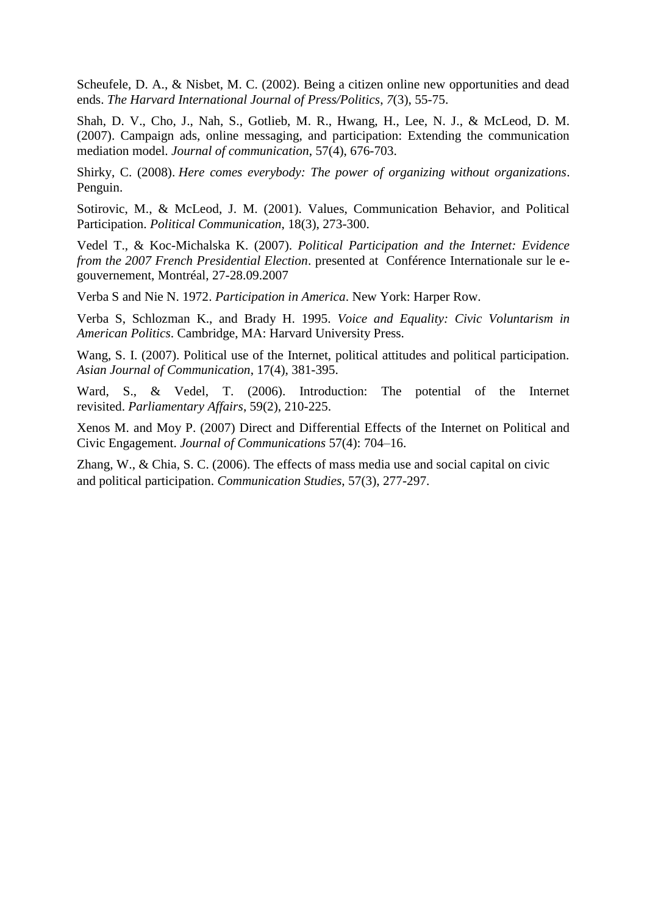Scheufele, D. A., & Nisbet, M. C. (2002). Being a citizen online new opportunities and dead ends. *The Harvard International Journal of Press/Politics*, *7*(3), 55-75.

Shah, D. V., Cho, J., Nah, S., Gotlieb, M. R., Hwang, H., Lee, N. J., & McLeod, D. M. (2007). Campaign ads, online messaging, and participation: Extending the communication mediation model. *Journal of communication*, 57(4), 676-703.

Shirky, C. (2008). *Here comes everybody: The power of organizing without organizations*. Penguin.

Sotirovic, M., & McLeod, J. M. (2001). Values, Communication Behavior, and Political Participation. *Political Communication*, 18(3), 273-300.

Vedel T., & Koc-Michalska K. (2007). *Political Participation and the Internet: Evidence from the 2007 French Presidential Election*. presented at Conférence Internationale sur le e-gouvernement, Montréal, 27-28.09.2007

Verba S and Nie N. 1972. *Participation in America*. New York: Harper Row.

Verba S, Schlozman K., and Brady H. 1995. *Voice and Equality: Civic Voluntarism in American Politics*. Cambridge, MA: Harvard University Press.

Wang, S. I. (2007). Political use of the Internet, political attitudes and political participation. *Asian Journal of Communication*, 17(4), 381-395.

Ward, S., & Vedel, T. (2006). Introduction: The potential of the Internet revisited. *Parliamentary Affairs*, 59(2), 210-225.

Xenos M. and Moy P. (2007) Direct and Differential Effects of the Internet on Political and Civic Engagement. *Journal of Communications* 57(4): 704–16.

Zhang, W., & Chia, S. C. (2006). The effects of mass media use and social capital on civic and political participation. *Communication Studies*, 57(3), 277-297.